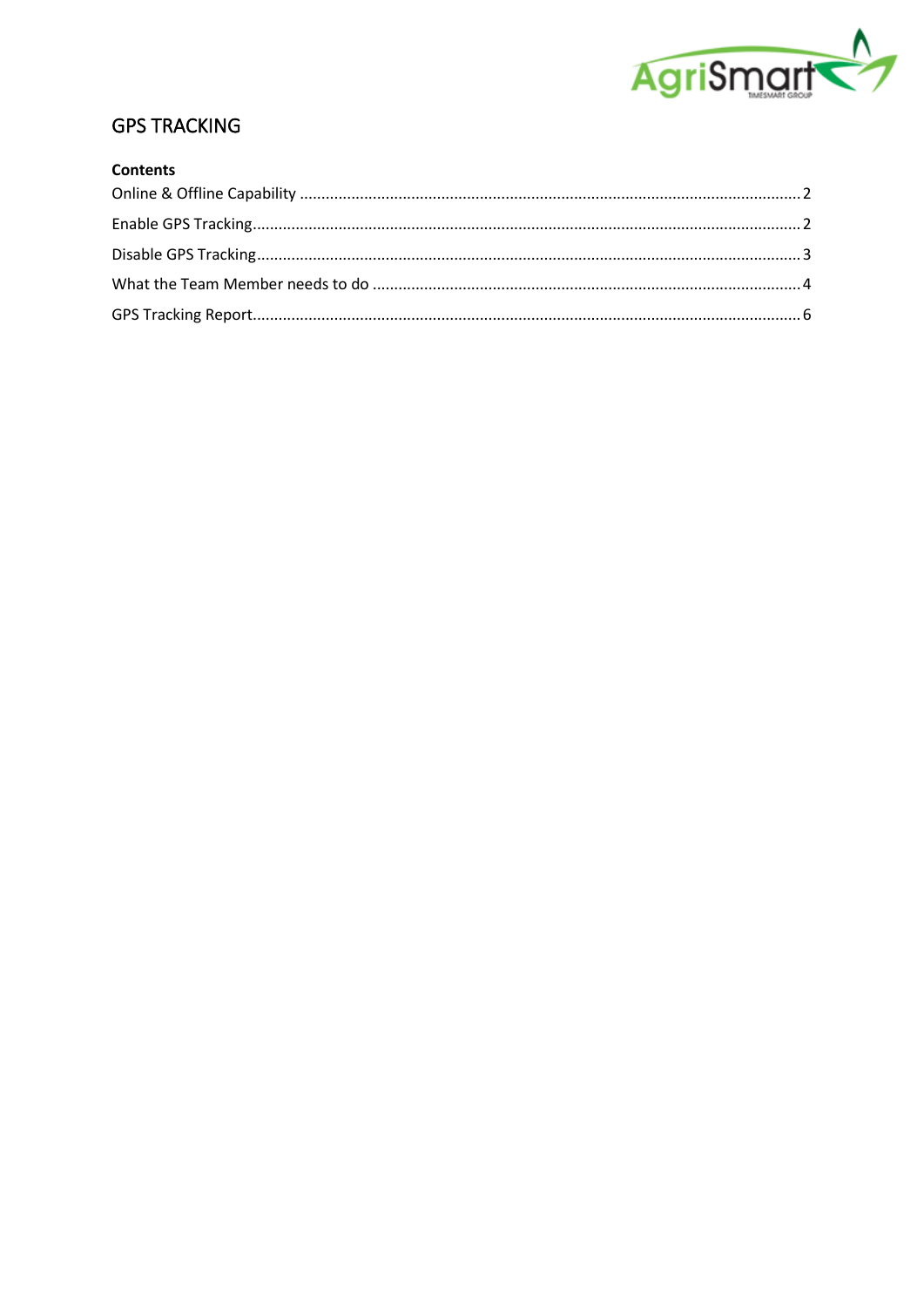# GPS TRACKING

**Contents**

Online & Offline Capability .................................................................................................................. 2

Enable GPS Tracking............................................................................................................................. 2

Disable GPS Tracking............................................................................................................................ 3

What the Team Member needs to do .................................................................................................. 4

GPS Tracking Report............................................................................................................................. 6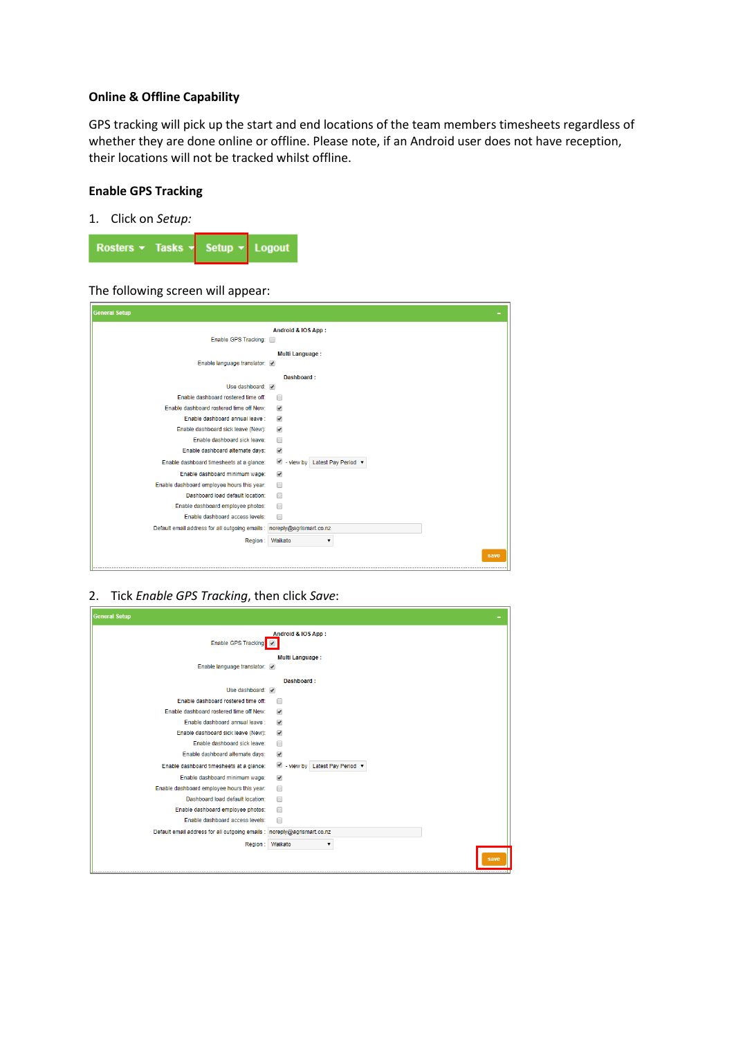### Online & Offline Capability

GPS tracking will pick up the start and end locations of the team members timesheets regardless of whether they are done online or offline. Please note, if an Android user does not have reception, their locations will not be tracked whilst offline.

### Enable GPS Tracking

1. Click on *Setup:*

The following screen will appear:

2. Tick *Enable GPS Tracking*, then click *Save*: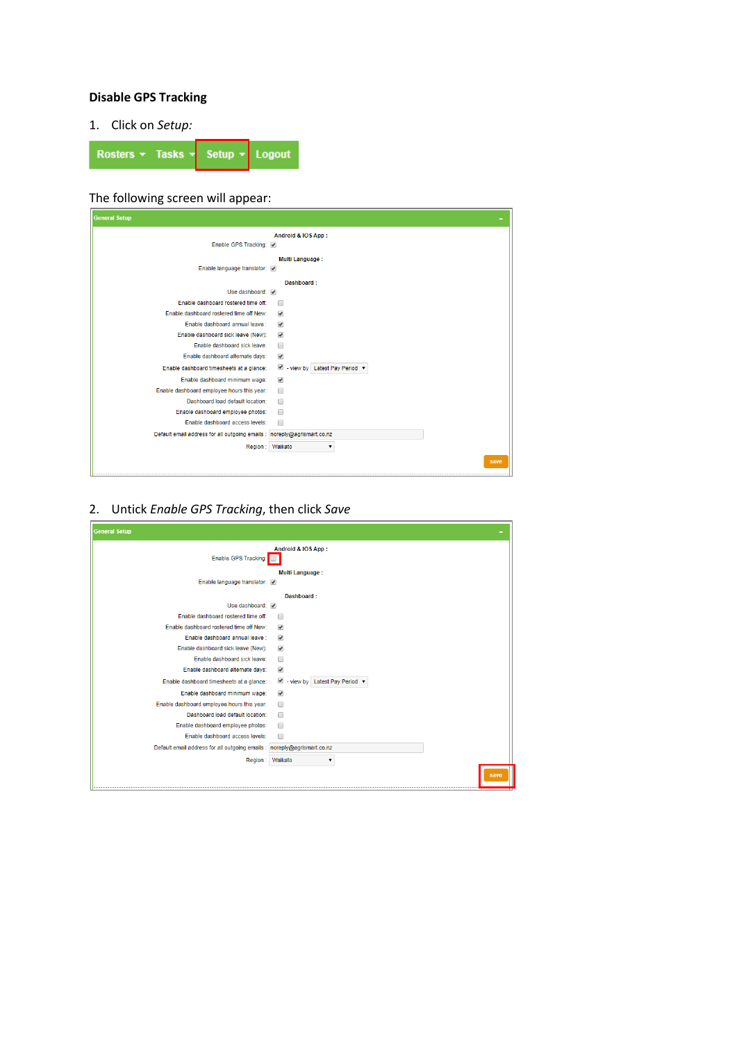## Disable GPS Tracking

1. Click on *Setup:*

The following screen will appear:

2. Untick *Enable GPS Tracking*, then click *Save*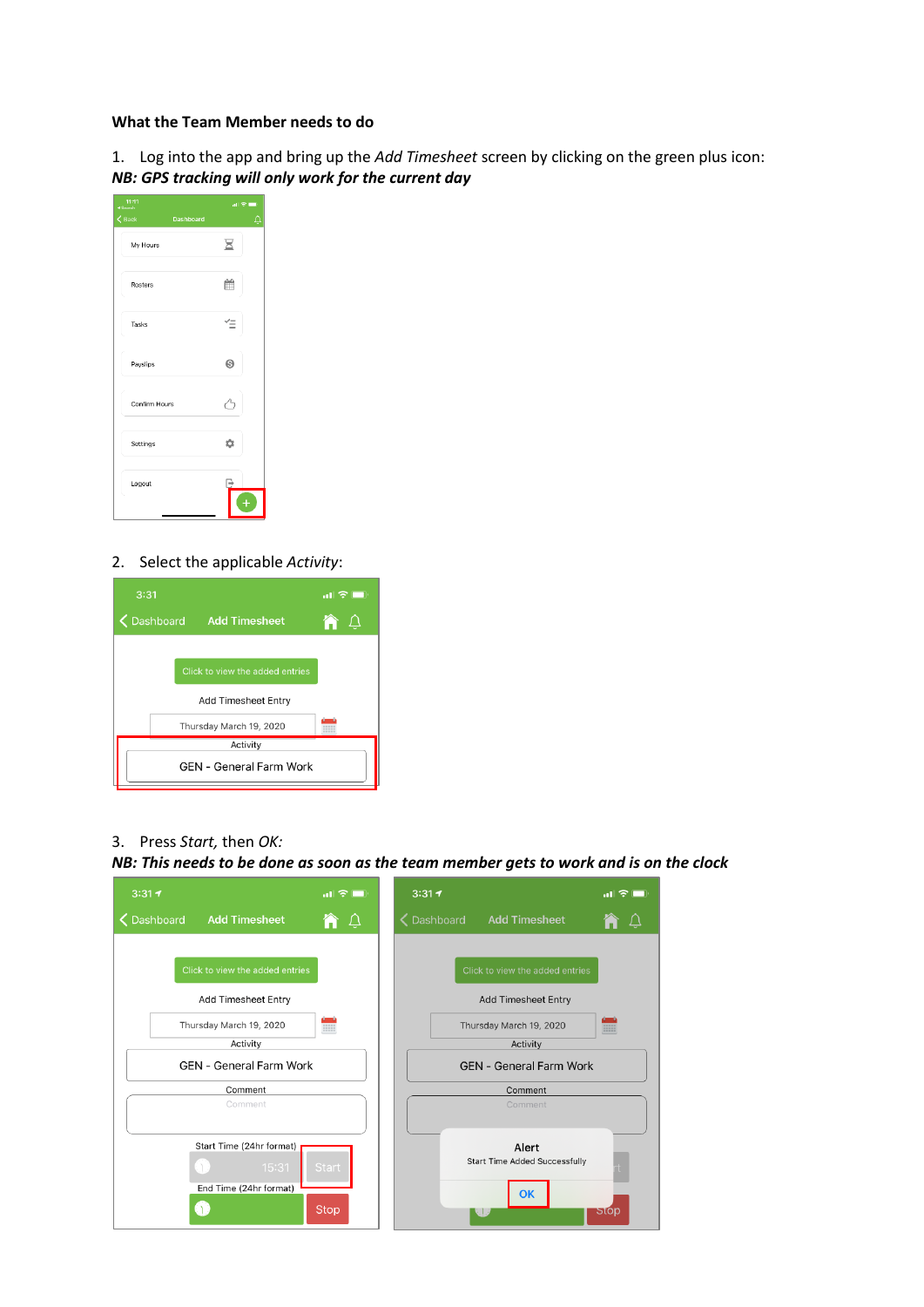**What the Team Member needs to do**

1. Log into the app and bring up the *Add Timesheet* screen by clicking on the green plus icon:
***NB: GPS tracking will only work for the current day***

2. Select the applicable *Activity*:

3. Press *Start,* then *OK:*
***NB: This needs to be done as soon as the team member gets to work and is on the clock***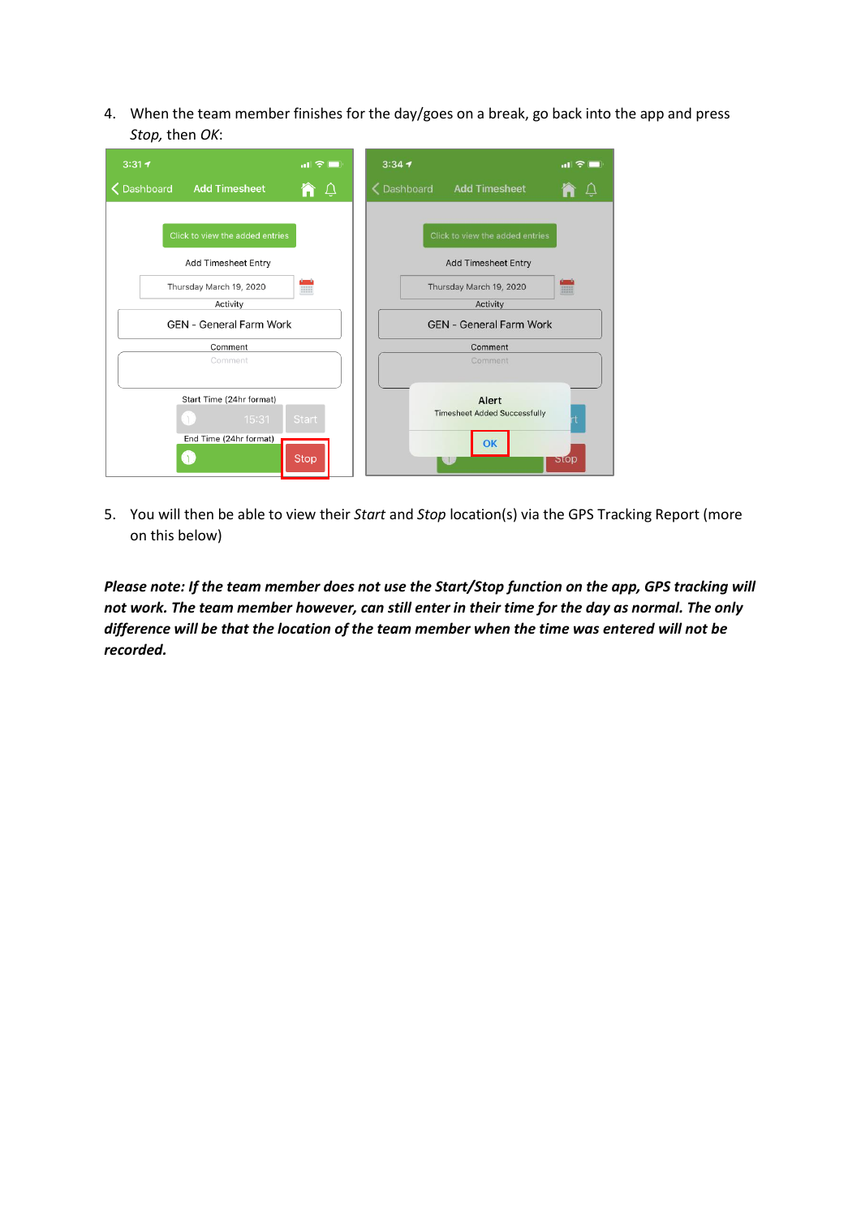4. When the team member finishes for the day/goes on a break, go back into the app and press *Stop,* then *OK*:

5. You will then be able to view their *Start* and *Stop* location(s) via the GPS Tracking Report (more on this below)

***Please note: If the team member does not use the Start/Stop function on the app, GPS tracking will not work. The team member however, can still enter in their time for the day as normal. The only difference will be that the location of the team member when the time was entered will not be recorded.***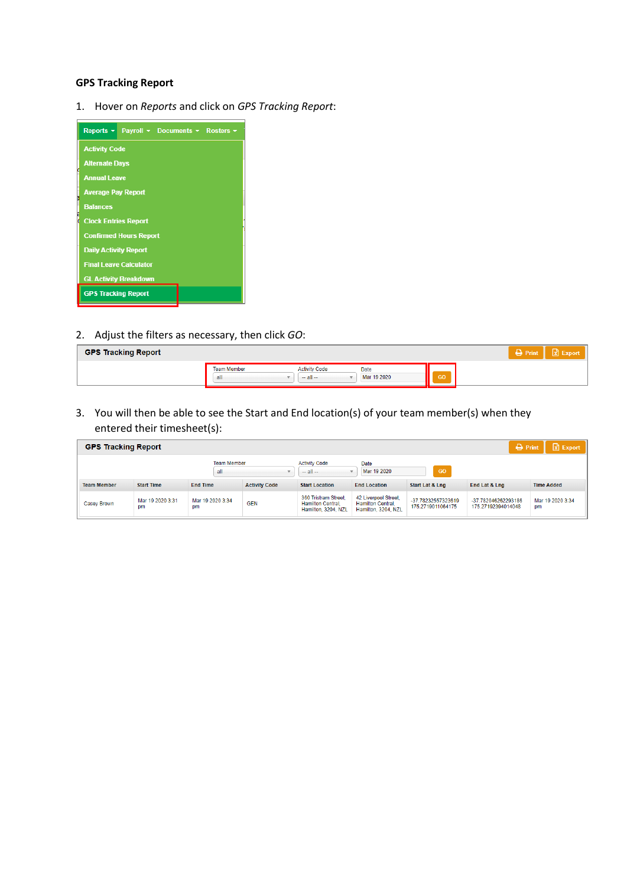**GPS Tracking Report**

1. Hover on *Reports* and click on *GPS Tracking Report*:

Reports ▾ Payroll ▾ Documents ▾ Rosters ▾

- Activity Code
- Alternate Days
- Annual Leave
- Average Pay Report
- Balances
- Clock Entries Report
- Confirmed Hours Report
- Daily Activity Report
- Final Leave Calculator
- GL Activity Breakdown
- GPS Tracking Report

2. Adjust the filters as necessary, then click *GO*:

GPS Tracking Report — Print — Export

Team Member: all — Activity Code: -- all -- — Date: Mar 19 2020 — GO

3. You will then be able to see the Start and End location(s) of your team member(s) when they entered their timesheet(s):

GPS Tracking Report — Print — Export

Team Member: all — Activity Code: -- all -- — Date: Mar 19 2020 — GO

| Team Member | Start Time | End Time | Activity Code | Start Location | End Location | Start Lat & Lng | End Lat & Lng | Time Added |
|---|---|---|---|---|---|---|---|---|
| Casey Brown | Mar 19 2020 3:31 pm | Mar 19 2020 3:34 pm | GEN | 360 Tristram Street, Hamilton Central, Hamilton, 3204, NZL | 42 Liverpool Street, Hamilton Central, Hamilton, 3204, NZL | -37.78232557323619 175.2719011064175 | -37.782046262293186 175.27192394014048 | Mar 19 2020 3:34 pm |